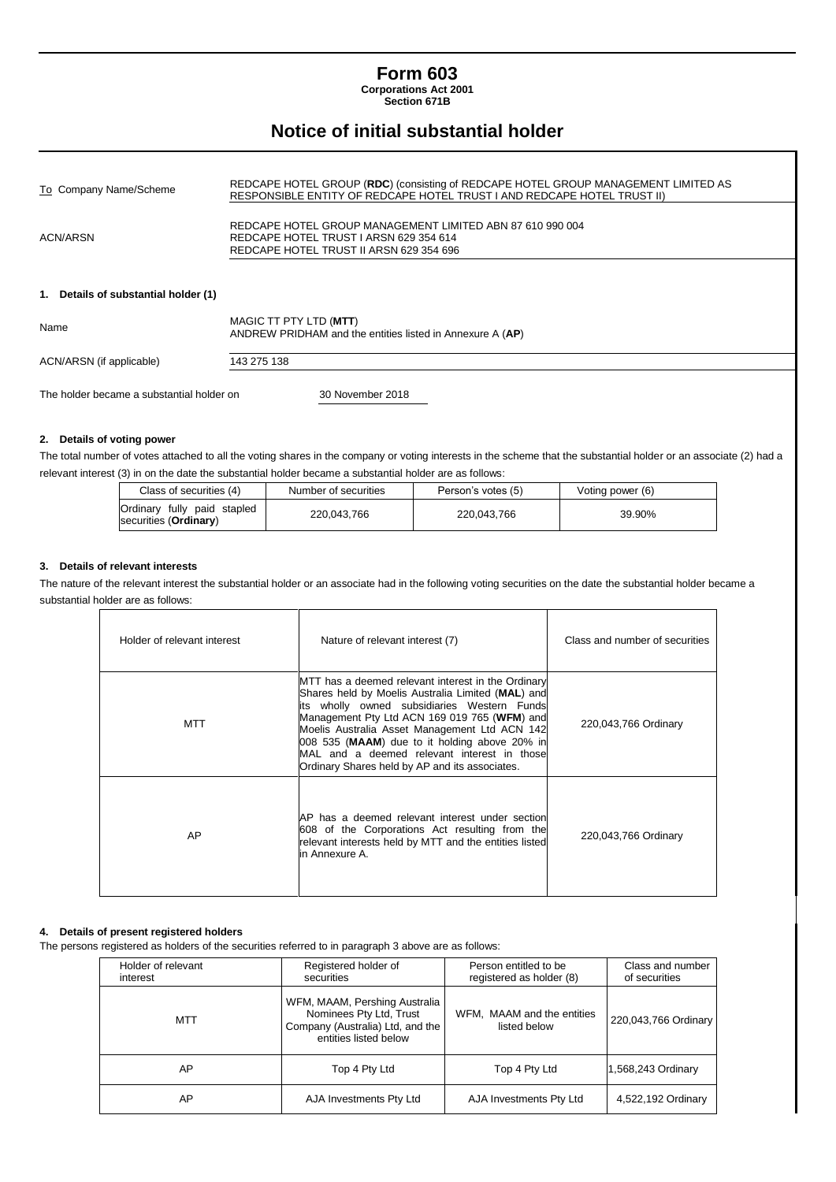# Form 603

**Corporations Act 2001**
**Section 671B**

## Notice of initial substantial holder

| | |
|---|---|
| To Company Name/Scheme | REDCAPE HOTEL GROUP (**RDC**) (consisting of REDCAPE HOTEL GROUP MANAGEMENT LIMITED AS RESPONSIBLE ENTITY OF REDCAPE HOTEL TRUST I AND REDCAPE HOTEL TRUST II) |
| ACN/ARSN | REDCAPE HOTEL GROUP MANAGEMENT LIMITED ABN 87 610 990 004<br>REDCAPE HOTEL TRUST I ARSN 629 354 614<br>REDCAPE HOTEL TRUST II ARSN 629 354 696 |

### 1. Details of substantial holder (1)

| | |
|---|---|
| Name | MAGIC TT PTY LTD (**MTT**)<br>ANDREW PRIDHAM and the entities listed in Annexure A (**AP**) |
| ACN/ARSN (if applicable) | 143 275 138 |

The holder became a substantial holder on 30 November 2018

### 2. Details of voting power

The total number of votes attached to all the voting shares in the company or voting interests in the scheme that the substantial holder or an associate (2) had a relevant interest (3) in on the date the substantial holder became a substantial holder are as follows:

| Class of securities (4) | Number of securities | Person's votes (5) | Voting power (6) |
|---|---|---|---|
| Ordinary fully paid stapled securities (**Ordinary**) | 220,043,766 | 220,043,766 | 39.90% |

### 3. Details of relevant interests

The nature of the relevant interest the substantial holder or an associate had in the following voting securities on the date the substantial holder became a substantial holder are as follows:

| Holder of relevant interest | Nature of relevant interest (7) | Class and number of securities |
|---|---|---|
| MTT | MTT has a deemed relevant interest in the Ordinary Shares held by Moelis Australia Limited (**MAL**) and its wholly owned subsidiaries Western Funds Management Pty Ltd ACN 169 019 765 (**WFM**) and Moelis Australia Asset Management Ltd ACN 142 008 535 (**MAAM**) due to it holding above 20% in MAL and a deemed relevant interest in those Ordinary Shares held by AP and its associates. | 220,043,766 Ordinary |
| AP | AP has a deemed relevant interest under section 608 of the Corporations Act resulting from the relevant interests held by MTT and the entities listed in Annexure A. | 220,043,766 Ordinary |

### 4. Details of present registered holders

The persons registered as holders of the securities referred to in paragraph 3 above are as follows:

| Holder of relevant interest | Registered holder of securities | Person entitled to be registered as holder (8) | Class and number of securities |
|---|---|---|---|
| MTT | WFM, MAAM, Pershing Australia Nominees Pty Ltd, Trust Company (Australia) Ltd, and the entities listed below | WFM, MAAM and the entities listed below | 220,043,766 Ordinary |
| AP | Top 4 Pty Ltd | Top 4 Pty Ltd | 1,568,243 Ordinary |
| AP | AJA Investments Pty Ltd | AJA Investments Pty Ltd | 4,522,192 Ordinary |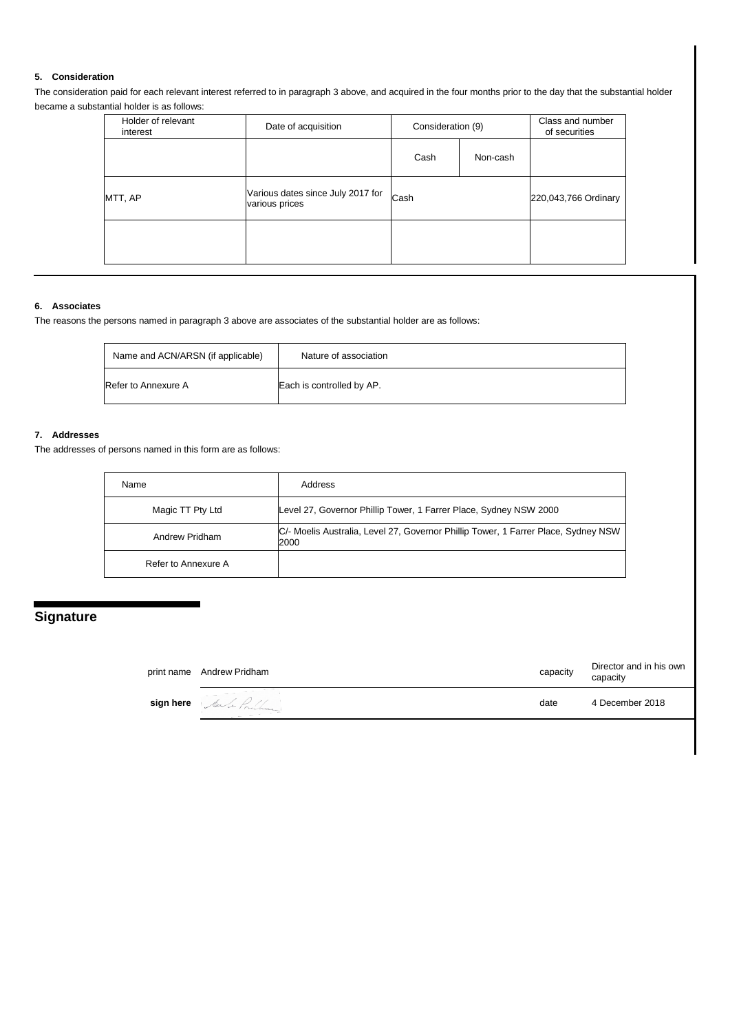### 5. Consideration

The consideration paid for each relevant interest referred to in paragraph 3 above, and acquired in the four months prior to the day that the substantial holder became a substantial holder is as follows:

| Holder of relevant interest | Date of acquisition | Consideration (9) | | Class and number of securities |
|---|---|---|---|---|
| | | Cash | Non-cash | |
| MTT, AP | Various dates since July 2017 for various prices | Cash | | 220,043,766 Ordinary |
| | | | | |

### 6. Associates

The reasons the persons named in paragraph 3 above are associates of the substantial holder are as follows:

| Name and ACN/ARSN (if applicable) | Nature of association |
|---|---|
| Refer to Annexure A | Each is controlled by AP. |

### 7. Addresses

The addresses of persons named in this form are as follows:

| Name | Address |
|---|---|
| Magic TT Pty Ltd | Level 27, Governor Phillip Tower, 1 Farrer Place, Sydney NSW 2000 |
| Andrew Pridham | C/- Moelis Australia, Level 27, Governor Phillip Tower, 1 Farrer Place, Sydney NSW 2000 |
| Refer to Annexure A | |

## Signature

| | | | |
|---|---|---|---|
| print name | Andrew Pridham | capacity | Director and in his own capacity |
| sign here | | date | 4 December 2018 |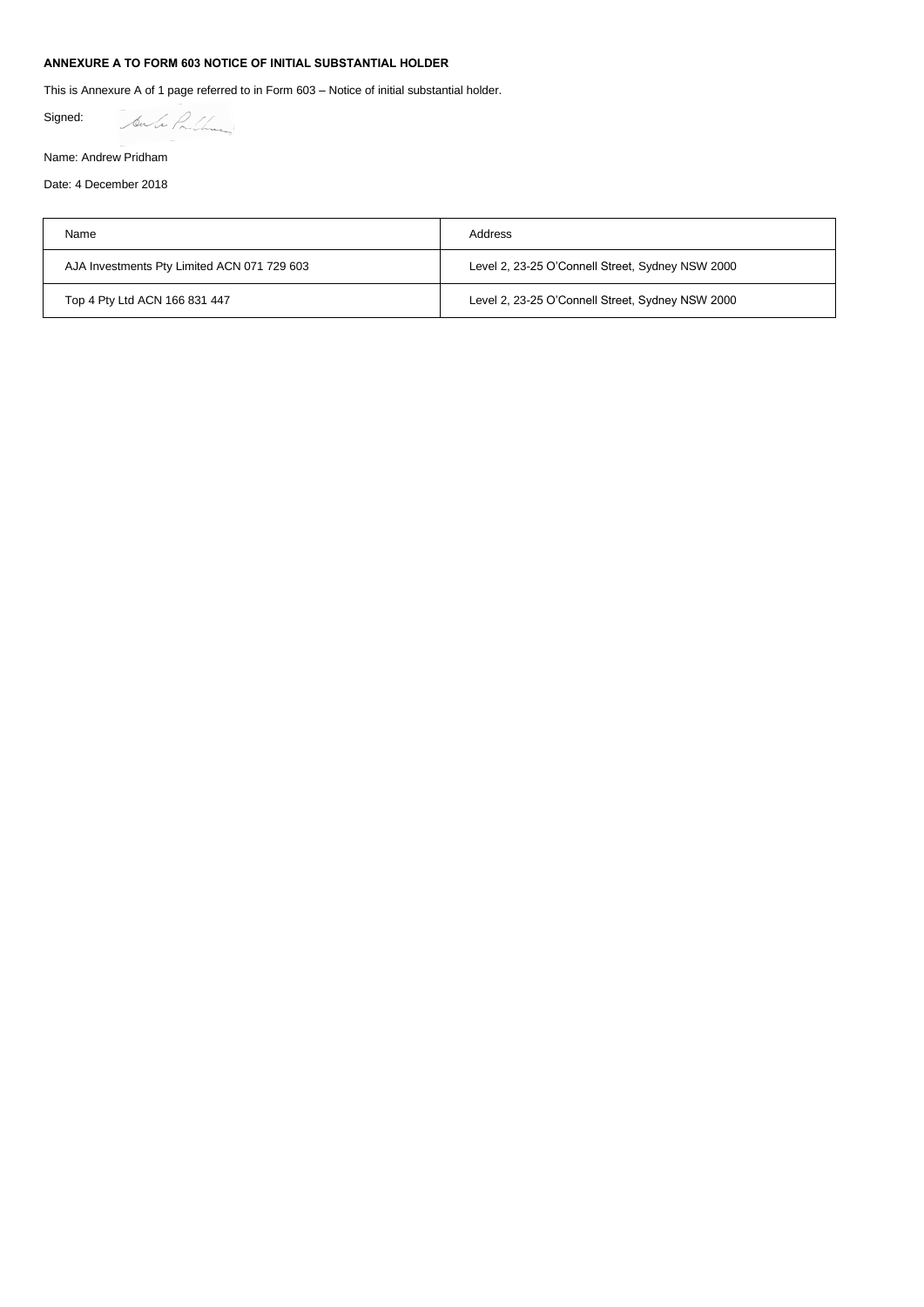**ANNEXURE A TO FORM 603 NOTICE OF INITIAL SUBSTANTIAL HOLDER**

This is Annexure A of 1 page referred to in Form 603 – Notice of initial substantial holder.

Signed:

Name: Andrew Pridham

Date: 4 December 2018

| Name | Address |
|---|---|
| AJA Investments Pty Limited ACN 071 729 603 | Level 2, 23-25 O'Connell Street, Sydney NSW 2000 |
| Top 4 Pty Ltd ACN 166 831 447 | Level 2, 23-25 O'Connell Street, Sydney NSW 2000 |